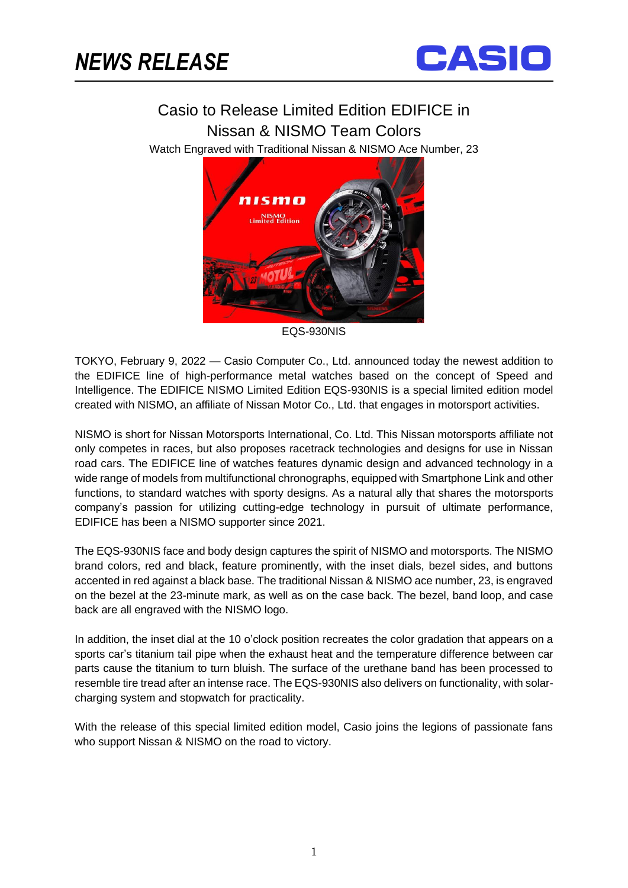# NEWS RELEASE

CASIO

## Casio to Release Limited Edition EDIFICE in Nissan & NISMO Team Colors

Watch Engraved with Traditional Nissan & NISMO Ace Number, 23

EQS-930NIS

TOKYO, February 9, 2022 — Casio Computer Co., Ltd. announced today the newest addition to the EDIFICE line of high-performance metal watches based on the concept of Speed and Intelligence. The EDIFICE NISMO Limited Edition EQS-930NIS is a special limited edition model created with NISMO, an affiliate of Nissan Motor Co., Ltd. that engages in motorsport activities.

NISMO is short for Nissan Motorsports International, Co. Ltd. This Nissan motorsports affiliate not only competes in races, but also proposes racetrack technologies and designs for use in Nissan road cars. The EDIFICE line of watches features dynamic design and advanced technology in a wide range of models from multifunctional chronographs, equipped with Smartphone Link and other functions, to standard watches with sporty designs. As a natural ally that shares the motorsports company's passion for utilizing cutting-edge technology in pursuit of ultimate performance, EDIFICE has been a NISMO supporter since 2021.

The EQS-930NIS face and body design captures the spirit of NISMO and motorsports. The NISMO brand colors, red and black, feature prominently, with the inset dials, bezel sides, and buttons accented in red against a black base. The traditional Nissan & NISMO ace number, 23, is engraved on the bezel at the 23-minute mark, as well as on the case back. The bezel, band loop, and case back are all engraved with the NISMO logo.

In addition, the inset dial at the 10 o'clock position recreates the color gradation that appears on a sports car's titanium tail pipe when the exhaust heat and the temperature difference between car parts cause the titanium to turn bluish. The surface of the urethane band has been processed to resemble tire tread after an intense race. The EQS-930NIS also delivers on functionality, with solar-charging system and stopwatch for practicality.

With the release of this special limited edition model, Casio joins the legions of passionate fans who support Nissan & NISMO on the road to victory.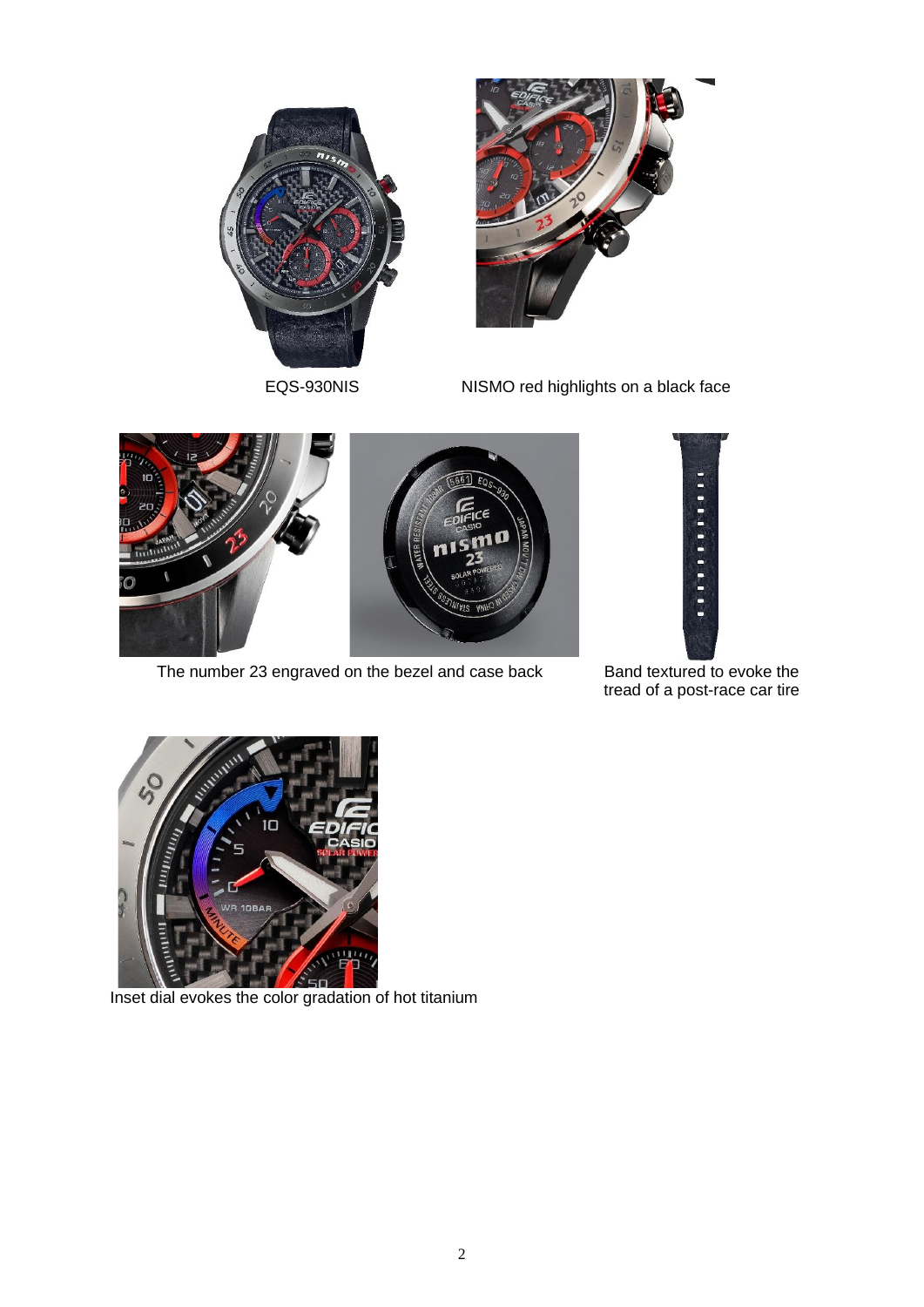EQS-930NIS

NISMO red highlights on a black face

The number 23 engraved on the bezel and case back

Band textured to evoke the tread of a post-race car tire

Inset dial evokes the color gradation of hot titanium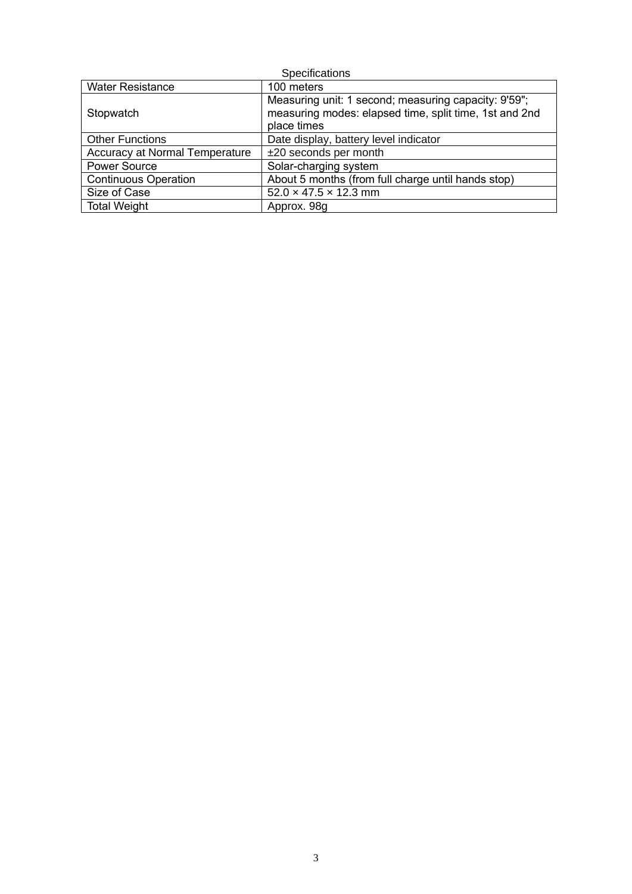Specifications

| | |
|---|---|
| Water Resistance | 100 meters |
| Stopwatch | Measuring unit: 1 second; measuring capacity: 9'59"; measuring modes: elapsed time, split time, 1st and 2nd place times |
| Other Functions | Date display, battery level indicator |
| Accuracy at Normal Temperature | ±20 seconds per month |
| Power Source | Solar-charging system |
| Continuous Operation | About 5 months (from full charge until hands stop) |
| Size of Case | 52.0 × 47.5 × 12.3 mm |
| Total Weight | Approx. 98g |